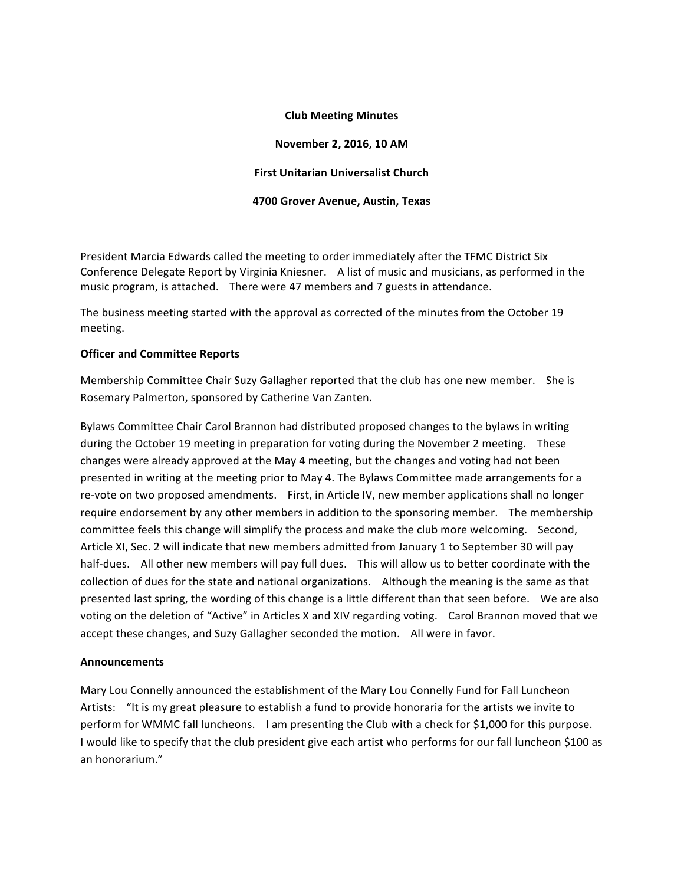**Club Meeting Minutes**

**November 2, 2016, 10 AM**

**First Unitarian Universalist Church**

**4700 Grover Avenue, Austin, Texas**

President Marcia Edwards called the meeting to order immediately after the TFMC District Six Conference Delegate Report by Virginia Kniesner. A list of music and musicians, as performed in the music program, is attached. There were 47 members and 7 guests in attendance.

The business meeting started with the approval as corrected of the minutes from the October 19 meeting.

**Officer and Committee Reports**

Membership Committee Chair Suzy Gallagher reported that the club has one new member. She is Rosemary Palmerton, sponsored by Catherine Van Zanten.

Bylaws Committee Chair Carol Brannon had distributed proposed changes to the bylaws in writing during the October 19 meeting in preparation for voting during the November 2 meeting. These changes were already approved at the May 4 meeting, but the changes and voting had not been presented in writing at the meeting prior to May 4. The Bylaws Committee made arrangements for a re-vote on two proposed amendments. First, in Article IV, new member applications shall no longer require endorsement by any other members in addition to the sponsoring member. The membership committee feels this change will simplify the process and make the club more welcoming. Second, Article XI, Sec. 2 will indicate that new members admitted from January 1 to September 30 will pay half-dues. All other new members will pay full dues. This will allow us to better coordinate with the collection of dues for the state and national organizations. Although the meaning is the same as that presented last spring, the wording of this change is a little different than that seen before. We are also voting on the deletion of "Active" in Articles X and XIV regarding voting. Carol Brannon moved that we accept these changes, and Suzy Gallagher seconded the motion. All were in favor.

**Announcements**

Mary Lou Connelly announced the establishment of the Mary Lou Connelly Fund for Fall Luncheon Artists: "It is my great pleasure to establish a fund to provide honoraria for the artists we invite to perform for WMMC fall luncheons. I am presenting the Club with a check for $1,000 for this purpose. I would like to specify that the club president give each artist who performs for our fall luncheon $100 as an honorarium."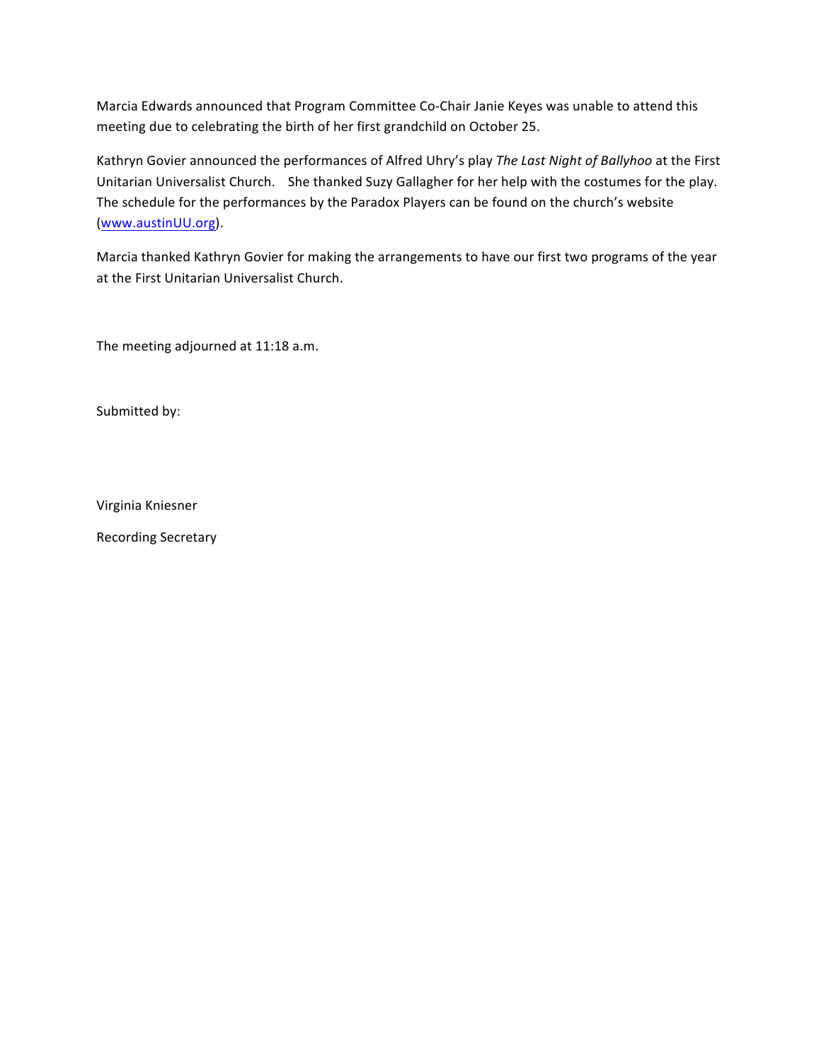Marcia Edwards announced that Program Committee Co-Chair Janie Keyes was unable to attend this meeting due to celebrating the birth of her first grandchild on October 25.

Kathryn Govier announced the performances of Alfred Uhry's play *The Last Night of Ballyhoo* at the First Unitarian Universalist Church. She thanked Suzy Gallagher for her help with the costumes for the play. The schedule for the performances by the Paradox Players can be found on the church's website ([www.austinUU.org](http://www.austinUU.org)).

Marcia thanked Kathryn Govier for making the arrangements to have our first two programs of the year at the First Unitarian Universalist Church.

The meeting adjourned at 11:18 a.m.

Submitted by:

Virginia Kniesner

Recording Secretary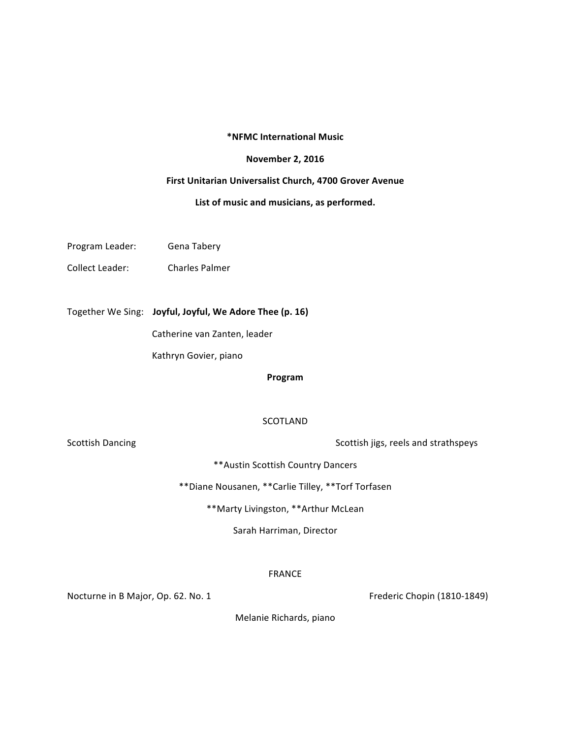**\*NFMC International Music**

**November 2, 2016**

**First Unitarian Universalist Church, 4700 Grover Avenue**

**List of music and musicians, as performed.**

Program Leader: Gena Tabery

Collect Leader: Charles Palmer

Together We Sing: **Joyful, Joyful, We Adore Thee (p. 16)**

Catherine van Zanten, leader

Kathryn Govier, piano

**Program**

SCOTLAND

Scottish Dancing — Scottish jigs, reels and strathspeys

\*\*Austin Scottish Country Dancers

\*\*Diane Nousanen, \*\*Carlie Tilley, \*\*Torf Torfasen

\*\*Marty Livingston, \*\*Arthur McLean

Sarah Harriman, Director

FRANCE

Nocturne in B Major, Op. 62. No. 1 — Frederic Chopin (1810-1849)

Melanie Richards, piano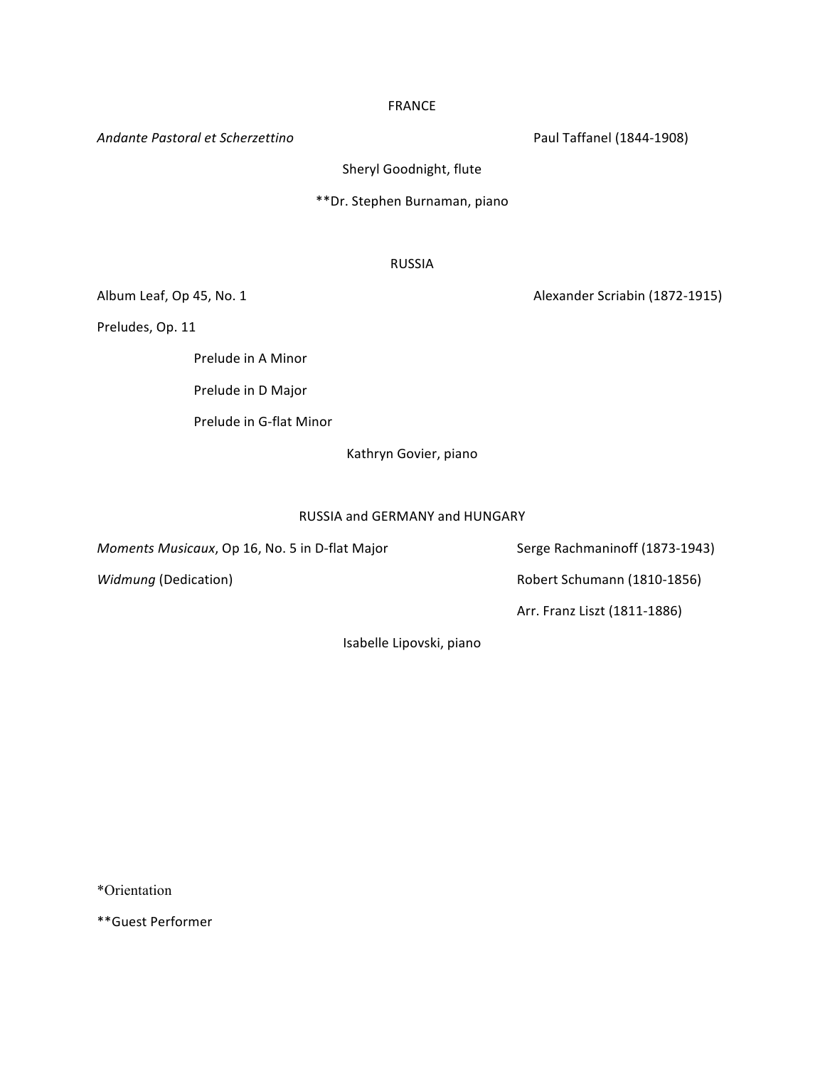FRANCE

*Andante Pastoral et Scherzettino* — Paul Taffanel (1844-1908)

Sheryl Goodnight, flute

**Dr. Stephen Burnaman, piano

RUSSIA

Album Leaf, Op 45, No. 1 — Alexander Scriabin (1872-1915)

Preludes, Op. 11

- Prelude in A Minor
- Prelude in D Major
- Prelude in G-flat Minor

Kathryn Govier, piano

RUSSIA and GERMANY and HUNGARY

*Moments Musicaux*, Op 16, No. 5 in D-flat Major — Serge Rachmaninoff (1873-1943)

*Widmung* (Dedication) — Robert Schumann (1810-1856)

Arr. Franz Liszt (1811-1886)

Isabelle Lipovski, piano

*Orientation

**Guest Performer